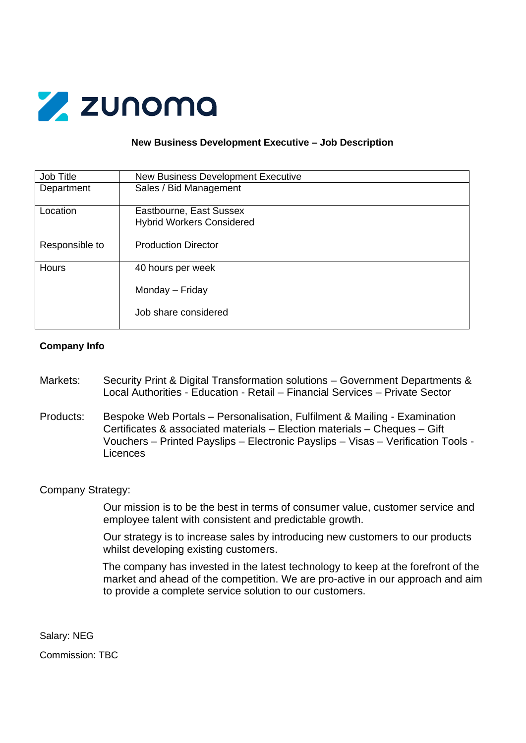zunoma

## New Business Development Executive – Job Description

| Job Title | New Business Development Executive |
|---|---|
| Department | Sales / Bid Management |
| Location | Eastbourne, East Sussex<br>Hybrid Workers Considered |
| Responsible to | Production Director |
| Hours | 40 hours per week<br><br>Monday – Friday<br><br>Job share considered |

**Company Info**

Markets: Security Print & Digital Transformation solutions – Government Departments & Local Authorities - Education - Retail – Financial Services – Private Sector

Products: Bespoke Web Portals – Personalisation, Fulfilment & Mailing - Examination Certificates & associated materials – Election materials – Cheques – Gift Vouchers – Printed Payslips – Electronic Payslips – Visas – Verification Tools - Licences

Company Strategy:

Our mission is to be the best in terms of consumer value, customer service and employee talent with consistent and predictable growth.

Our strategy is to increase sales by introducing new customers to our products whilst developing existing customers.

The company has invested in the latest technology to keep at the forefront of the market and ahead of the competition. We are pro-active in our approach and aim to provide a complete service solution to our customers.

Salary: NEG

Commission: TBC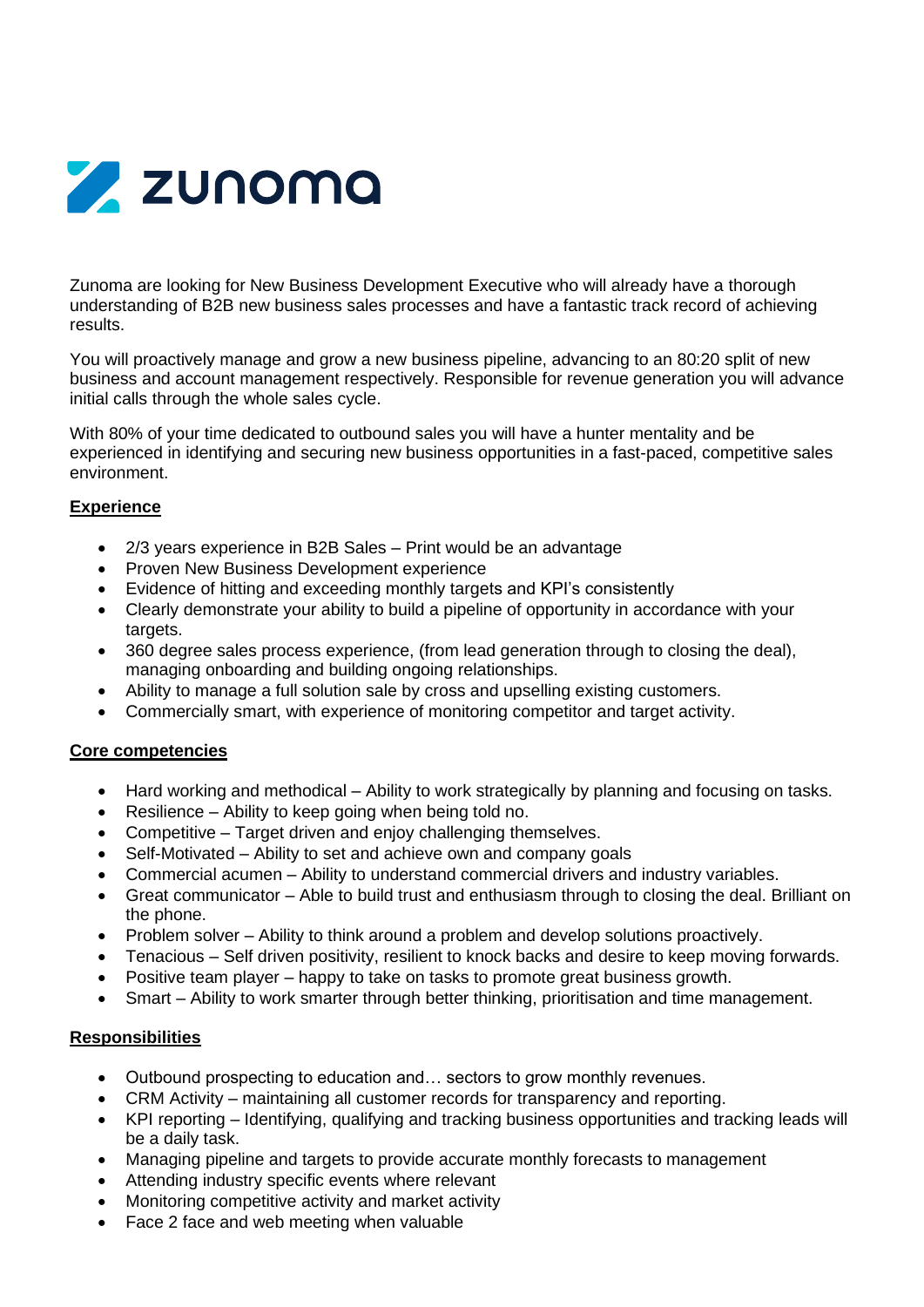Zunoma are looking for New Business Development Executive who will already have a thorough understanding of B2B new business sales processes and have a fantastic track record of achieving results.

You will proactively manage and grow a new business pipeline, advancing to an 80:20 split of new business and account management respectively. Responsible for revenue generation you will advance initial calls through the whole sales cycle.

With 80% of your time dedicated to outbound sales you will have a hunter mentality and be experienced in identifying and securing new business opportunities in a fast-paced, competitive sales environment.

## Experience

- 2/3 years experience in B2B Sales – Print would be an advantage
- Proven New Business Development experience
- Evidence of hitting and exceeding monthly targets and KPI's consistently
- Clearly demonstrate your ability to build a pipeline of opportunity in accordance with your targets.
- 360 degree sales process experience, (from lead generation through to closing the deal), managing onboarding and building ongoing relationships.
- Ability to manage a full solution sale by cross and upselling existing customers.
- Commercially smart, with experience of monitoring competitor and target activity.

## Core competencies

- Hard working and methodical – Ability to work strategically by planning and focusing on tasks.
- Resilience – Ability to keep going when being told no.
- Competitive – Target driven and enjoy challenging themselves.
- Self-Motivated – Ability to set and achieve own and company goals
- Commercial acumen – Ability to understand commercial drivers and industry variables.
- Great communicator – Able to build trust and enthusiasm through to closing the deal. Brilliant on the phone.
- Problem solver – Ability to think around a problem and develop solutions proactively.
- Tenacious – Self driven positivity, resilient to knock backs and desire to keep moving forwards.
- Positive team player – happy to take on tasks to promote great business growth.
- Smart – Ability to work smarter through better thinking, prioritisation and time management.

## Responsibilities

- Outbound prospecting to education and… sectors to grow monthly revenues.
- CRM Activity – maintaining all customer records for transparency and reporting.
- KPI reporting – Identifying, qualifying and tracking business opportunities and tracking leads will be a daily task.
- Managing pipeline and targets to provide accurate monthly forecasts to management
- Attending industry specific events where relevant
- Monitoring competitive activity and market activity
- Face 2 face and web meeting when valuable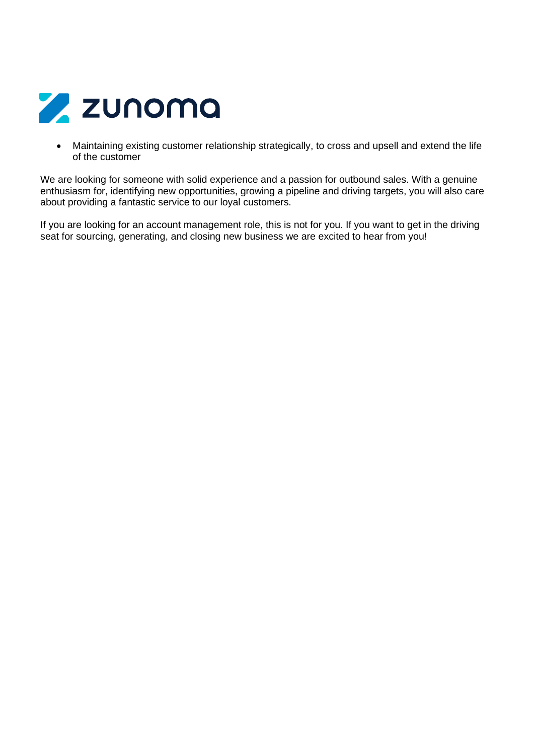- Maintaining existing customer relationship strategically, to cross and upsell and extend the life of the customer

We are looking for someone with solid experience and a passion for outbound sales. With a genuine enthusiasm for, identifying new opportunities, growing a pipeline and driving targets, you will also care about providing a fantastic service to our loyal customers.

If you are looking for an account management role, this is not for you. If you want to get in the driving seat for sourcing, generating, and closing new business we are excited to hear from you!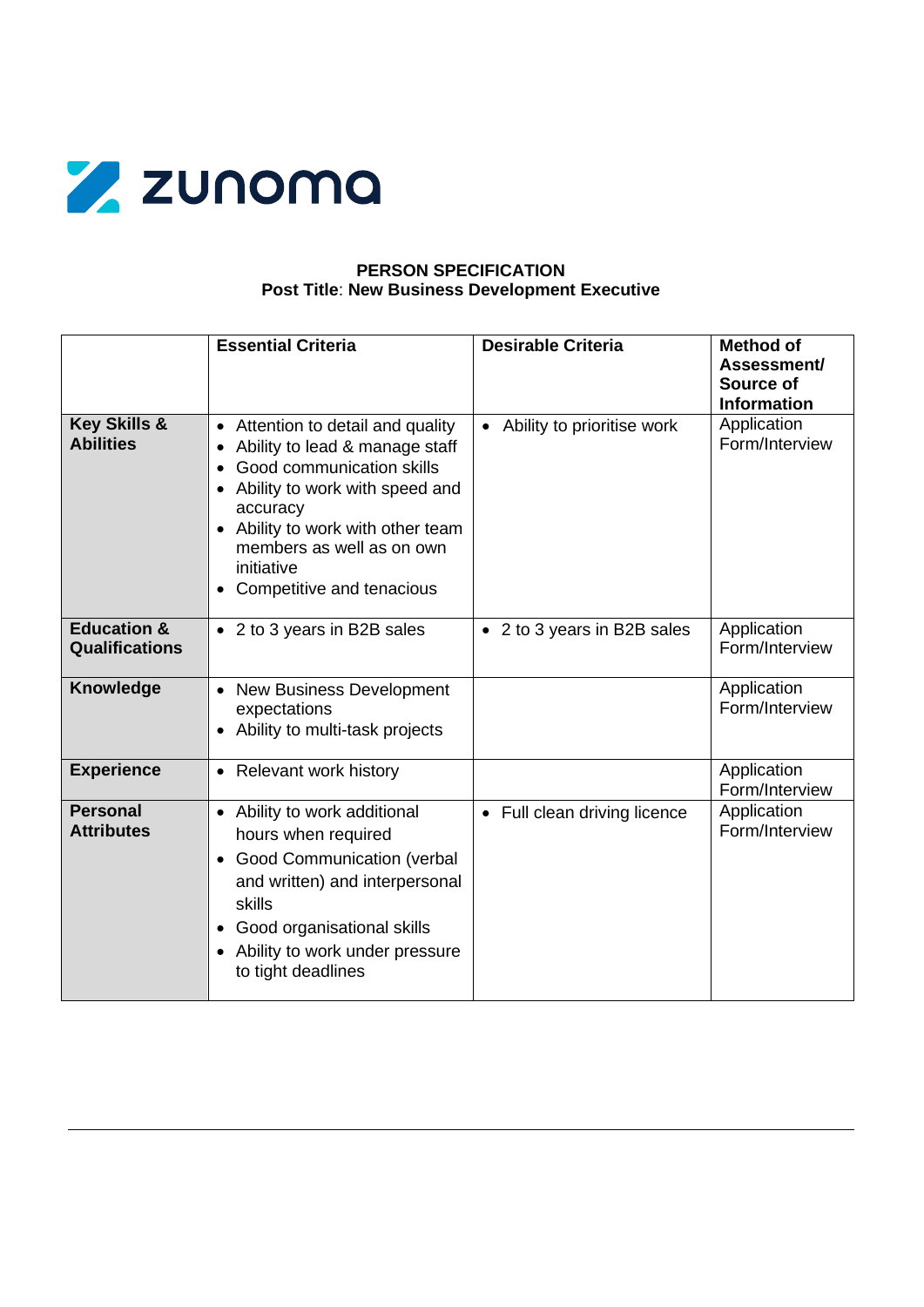zunoma

**PERSON SPECIFICATION**
**Post Title**: **New Business Development Executive**

| | Essential Criteria | Desirable Criteria | Method of Assessment/ Source of Information |
|---|---|---|---|
| **Key Skills & Abilities** | • Attention to detail and quality<br>• Ability to lead & manage staff<br>• Good communication skills<br>• Ability to work with speed and accuracy<br>• Ability to work with other team members as well as on own initiative<br>• Competitive and tenacious | • Ability to prioritise work | Application Form/Interview |
| **Education & Qualifications** | • 2 to 3 years in B2B sales | • 2 to 3 years in B2B sales | Application Form/Interview |
| **Knowledge** | • New Business Development expectations<br>• Ability to multi-task projects | | Application Form/Interview |
| **Experience** | • Relevant work history | | Application Form/Interview |
| **Personal Attributes** | • Ability to work additional hours when required<br>• Good Communication (verbal and written) and interpersonal skills<br>• Good organisational skills<br>• Ability to work under pressure to tight deadlines | • Full clean driving licence | Application Form/Interview |